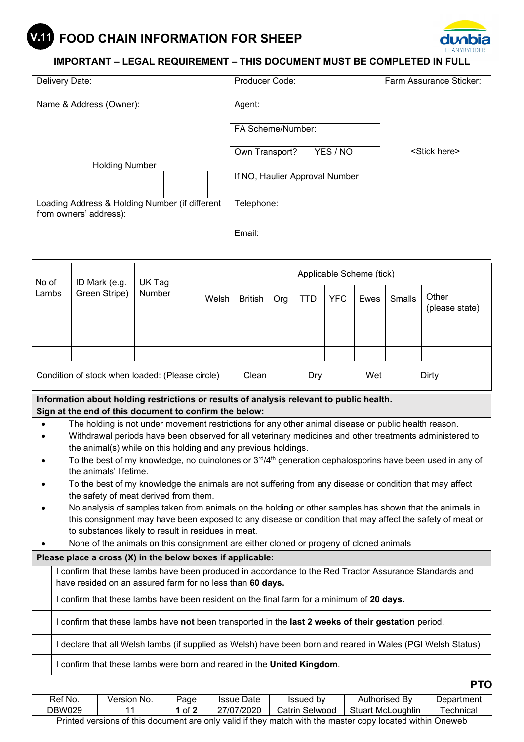V.11 **FOOD CHAIN INFORMATION FOR SHEEP**

dunbia LLANYBYDDER

**IMPORTANT – LEGAL REQUIREMENT – THIS DOCUMENT MUST BE COMPLETED IN FULL**

| Delivery Date: | Producer Code: | Farm Assurance Sticker: |
|---|---|---|
| Name & Address (Owner): | Agent: | |
| | FA Scheme/Number: | |
| | Own Transport? YES / NO | <Stick here> |
| Holding Number | If NO, Haulier Approval Number | |
| Loading Address & Holding Number (if different from owners' address): | Telephone: | |
| | Email: | |

| No of Lambs | ID Mark (e.g. Green Stripe) | UK Tag Number | Applicable Scheme (tick) | | | | | | | |
|---|---|---|---|---|---|---|---|---|---|---|
| | | | Welsh | British | Org | TTD | YFC | Ewes | Smalls | Other (please state) |
| | | | | | | | | | | |
| | | | | | | | | | | |
| | | | | | | | | | | |

Condition of stock when loaded: (Please circle) Clean Dry Wet Dirty

**Information about holding restrictions or results of analysis relevant to public health.**
**Sign at the end of this document to confirm the below:**

- The holding is not under movement restrictions for any other animal disease or public health reason.
- Withdrawal periods have been observed for all veterinary medicines and other treatments administered to the animal(s) while on this holding and any previous holdings.
- To the best of my knowledge, no quinolones or 3rd/4th generation cephalosporins have been used in any of the animals' lifetime.
- To the best of my knowledge the animals are not suffering from any disease or condition that may affect the safety of meat derived from them.
- No analysis of samples taken from animals on the holding or other samples has shown that the animals in this consignment may have been exposed to any disease or condition that may affect the safety of meat or to substances likely to result in residues in meat.
- None of the animals on this consignment are either cloned or progeny of cloned animals

**Please place a cross (X) in the below boxes if applicable:**

| | |
|---|---|
| | I confirm that these lambs have been produced in accordance to the Red Tractor Assurance Standards and have resided on an assured farm for no less than **60 days.** |
| | I confirm that these lambs have been resident on the final farm for a minimum of **20 days.** |
| | I confirm that these lambs have **not** been transported in the **last 2 weeks of their gestation** period. |
| | I declare that all Welsh lambs (if supplied as Welsh) have been born and reared in Wales (PGI Welsh Status) |
| | I confirm that these lambs were born and reared in the **United Kingdom**. |

**PTO**

| Ref No. | Version No. | Page | Issue Date | Issued by | Authorised By | Department |
|---|---|---|---|---|---|---|
| DBW029 | 11 | **1** of **2** | 27/07/2020 | Catrin Selwood | Stuart McLoughlin | Technical |

Printed versions of this document are only valid if they match with the master copy located within Oneweb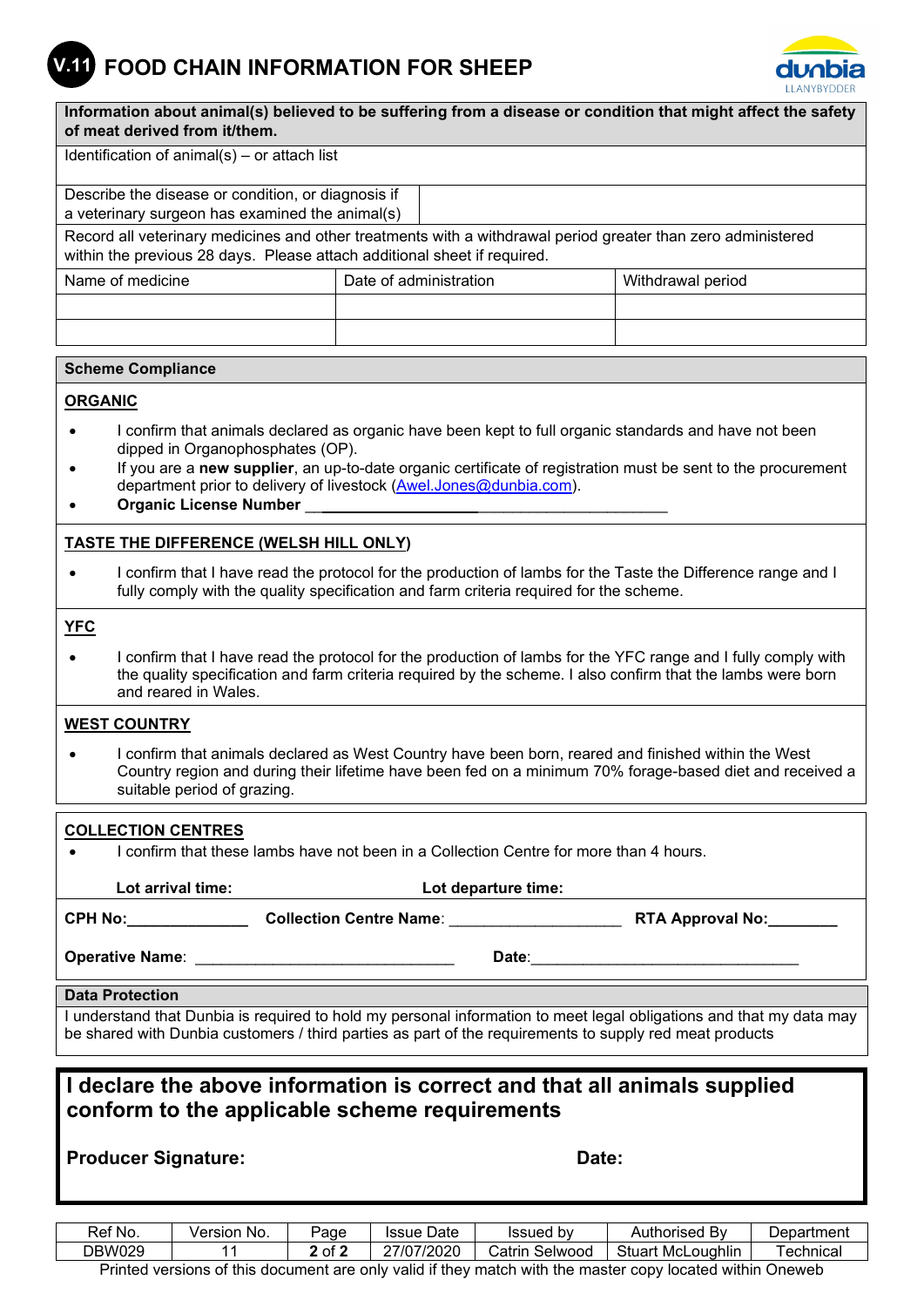# V.11 FOOD CHAIN INFORMATION FOR SHEEP

dunbia LLANYBYDDER

| Information about animal(s) believed to be suffering from a disease or condition that might affect the safety of meat derived from it/them. | | |
|---|---|---|
| Identification of animal(s) – or attach list | | |
| Describe the disease or condition, or diagnosis if a veterinary surgeon has examined the animal(s) | | |
| Record all veterinary medicines and other treatments with a withdrawal period greater than zero administered within the previous 28 days. Please attach additional sheet if required. | | |
| Name of medicine | Date of administration | Withdrawal period |
| | | |
| | | |

## Scheme Compliance

**ORGANIC**

- I confirm that animals declared as organic have been kept to full organic standards and have not been dipped in Organophosphates (OP).
- If you are a **new supplier**, an up-to-date organic certificate of registration must be sent to the procurement department prior to delivery of livestock (Awel.Jones@dunbia.com).
- **Organic License Number** ______________________________________________

**TASTE THE DIFFERENCE (WELSH HILL ONLY)**

- I confirm that I have read the protocol for the production of lambs for the Taste the Difference range and I fully comply with the quality specification and farm criteria required for the scheme.

**YFC**

- I confirm that I have read the protocol for the production of lambs for the YFC range and I fully comply with the quality specification and farm criteria required by the scheme. I also confirm that the lambs were born and reared in Wales.

**WEST COUNTRY**

- I confirm that animals declared as West Country have been born, reared and finished within the West Country region and during their lifetime have been fed on a minimum 70% forage-based diet and received a suitable period of grazing.

**COLLECTION CENTRES**

- I confirm that these lambs have not been in a Collection Centre for more than 4 hours.

**Lot arrival time:** **Lot departure time:**

**CPH No:**______________ **Collection Centre Name**: ____________________ **RTA Approval No:**________

**Operative Name**: ______________________________ **Date**:_______________________________

## Data Protection

I understand that Dunbia is required to hold my personal information to meet legal obligations and that my data may be shared with Dunbia customers / third parties as part of the requirements to supply red meat products

## I declare the above information is correct and that all animals supplied conform to the applicable scheme requirements

**Producer Signature:** **Date:**

| Ref No. | Version No. | Page | Issue Date | Issued by | Authorised By | Department |
|---|---|---|---|---|---|---|
| DBW029 | 11 | **2** of **2** | 27/07/2020 | Catrin Selwood | Stuart McLoughlin | Technical |

Printed versions of this document are only valid if they match with the master copy located within Oneweb